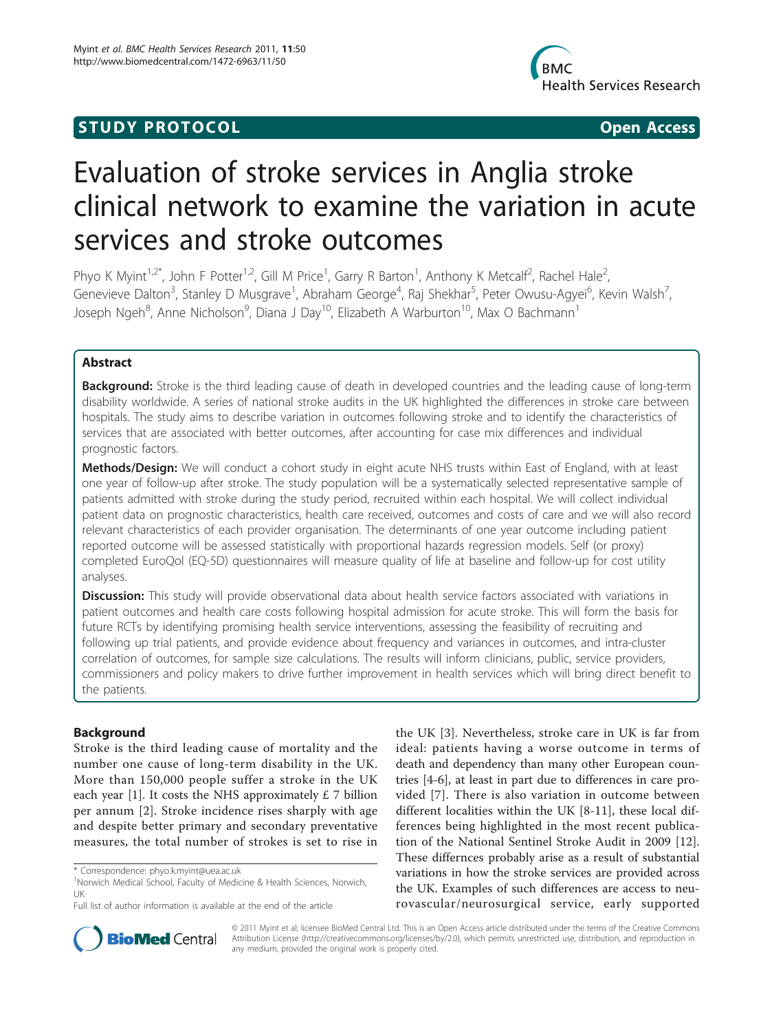STUDY PROTOCOL Open Access

# Evaluation of stroke services in Anglia stroke clinical network to examine the variation in acute services and stroke outcomes

Phyo K Myint[1,2*], John F Potter[1,2], Gill M Price[1], Garry R Barton[1], Anthony K Metcalf[2], Rachel Hale[2], Genevieve Dalton[3], Stanley D Musgrave[1], Abraham George[4], Raj Shekhar[5], Peter Owusu-Agyei[6], Kevin Walsh[7], Joseph Ngeh[8], Anne Nicholson[9], Diana J Day[10], Elizabeth A Warburton[10], Max O Bachmann[1]

## Abstract

**Background:** Stroke is the third leading cause of death in developed countries and the leading cause of long-term disability worldwide. A series of national stroke audits in the UK highlighted the differences in stroke care between hospitals. The study aims to describe variation in outcomes following stroke and to identify the characteristics of services that are associated with better outcomes, after accounting for case mix differences and individual prognostic factors.

**Methods/Design:** We will conduct a cohort study in eight acute NHS trusts within East of England, with at least one year of follow-up after stroke. The study population will be a systematically selected representative sample of patients admitted with stroke during the study period, recruited within each hospital. We will collect individual patient data on prognostic characteristics, health care received, outcomes and costs of care and we will also record relevant characteristics of each provider organisation. The determinants of one year outcome including patient reported outcome will be assessed statistically with proportional hazards regression models. Self (or proxy) completed EuroQol (EQ-5D) questionnaires will measure quality of life at baseline and follow-up for cost utility analyses.

**Discussion:** This study will provide observational data about health service factors associated with variations in patient outcomes and health care costs following hospital admission for acute stroke. This will form the basis for future RCTs by identifying promising health service interventions, assessing the feasibility of recruiting and following up trial patients, and provide evidence about frequency and variances in outcomes, and intra-cluster correlation of outcomes, for sample size calculations. The results will inform clinicians, public, service providers, commissioners and policy makers to drive further improvement in health services which will bring direct benefit to the patients.

## Background

Stroke is the third leading cause of mortality and the number one cause of long-term disability in the UK. More than 150,000 people suffer a stroke in the UK each year [1]. It costs the NHS approximately £ 7 billion per annum [2]. Stroke incidence rises sharply with age and despite better primary and secondary preventative measures, the total number of strokes is set to rise in the UK [3]. Nevertheless, stroke care in UK is far from ideal: patients having a worse outcome in terms of death and dependency than many other European countries [4-6], at least in part due to differences in care provided [7]. There is also variation in outcome between different localities within the UK [8-11], these local differences being highlighted in the most recent publication of the National Sentinel Stroke Audit in 2009 [12]. These differnces probably arise as a result of substantial variations in how the stroke services are provided across the UK. Examples of such differences are access to neurovascular/neurosurgical service, early supported

\* Correspondence: phyo.k.myint@uea.ac.uk

[1]Norwich Medical School, Faculty of Medicine & Health Sciences, Norwich, UK

Full list of author information is available at the end of the article

© 2011 Myint et al; licensee BioMed Central Ltd. This is an Open Access article distributed under the terms of the Creative Commons Attribution License (http://creativecommons.org/licenses/by/2.0), which permits unrestricted use, distribution, and reproduction in any medium, provided the original work is properly cited.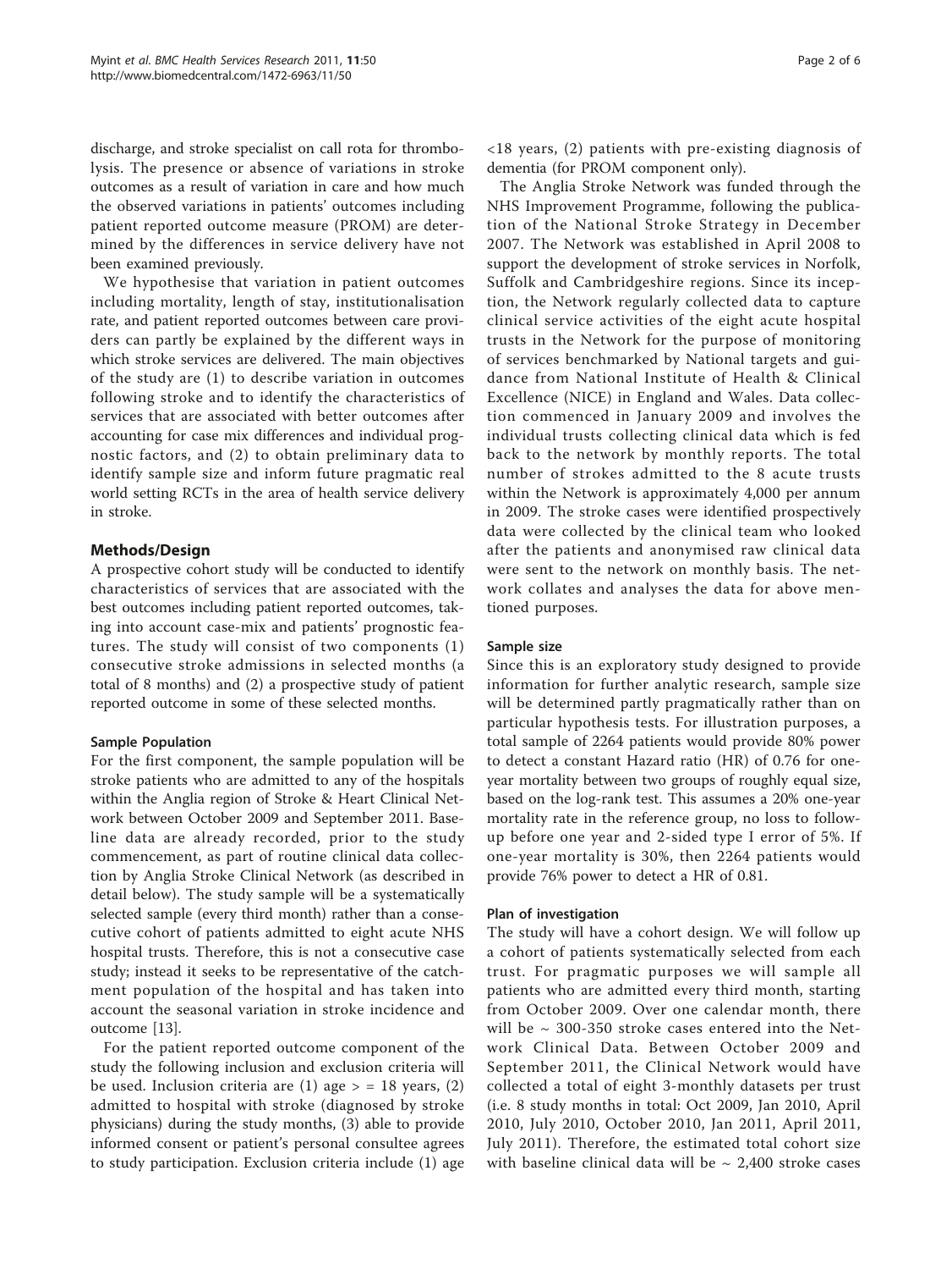discharge, and stroke specialist on call rota for thrombolysis. The presence or absence of variations in stroke outcomes as a result of variation in care and how much the observed variations in patients' outcomes including patient reported outcome measure (PROM) are determined by the differences in service delivery have not been examined previously.

We hypothesise that variation in patient outcomes including mortality, length of stay, institutionalisation rate, and patient reported outcomes between care providers can partly be explained by the different ways in which stroke services are delivered. The main objectives of the study are (1) to describe variation in outcomes following stroke and to identify the characteristics of services that are associated with better outcomes after accounting for case mix differences and individual prognostic factors, and (2) to obtain preliminary data to identify sample size and inform future pragmatic real world setting RCTs in the area of health service delivery in stroke.

## Methods/Design

A prospective cohort study will be conducted to identify characteristics of services that are associated with the best outcomes including patient reported outcomes, taking into account case-mix and patients' prognostic features. The study will consist of two components (1) consecutive stroke admissions in selected months (a total of 8 months) and (2) a prospective study of patient reported outcome in some of these selected months.

### Sample Population

For the first component, the sample population will be stroke patients who are admitted to any of the hospitals within the Anglia region of Stroke & Heart Clinical Network between October 2009 and September 2011. Baseline data are already recorded, prior to the study commencement, as part of routine clinical data collection by Anglia Stroke Clinical Network (as described in detail below). The study sample will be a systematically selected sample (every third month) rather than a consecutive cohort of patients admitted to eight acute NHS hospital trusts. Therefore, this is not a consecutive case study; instead it seeks to be representative of the catchment population of the hospital and has taken into account the seasonal variation in stroke incidence and outcome [13].

For the patient reported outcome component of the study the following inclusion and exclusion criteria will be used. Inclusion criteria are (1) age > = 18 years, (2) admitted to hospital with stroke (diagnosed by stroke physicians) during the study months, (3) able to provide informed consent or patient's personal consultee agrees to study participation. Exclusion criteria include (1) age <18 years, (2) patients with pre-existing diagnosis of dementia (for PROM component only).

The Anglia Stroke Network was funded through the NHS Improvement Programme, following the publication of the National Stroke Strategy in December 2007. The Network was established in April 2008 to support the development of stroke services in Norfolk, Suffolk and Cambridgeshire regions. Since its inception, the Network regularly collected data to capture clinical service activities of the eight acute hospital trusts in the Network for the purpose of monitoring of services benchmarked by National targets and guidance from National Institute of Health & Clinical Excellence (NICE) in England and Wales. Data collection commenced in January 2009 and involves the individual trusts collecting clinical data which is fed back to the network by monthly reports. The total number of strokes admitted to the 8 acute trusts within the Network is approximately 4,000 per annum in 2009. The stroke cases were identified prospectively data were collected by the clinical team who looked after the patients and anonymised raw clinical data were sent to the network on monthly basis. The network collates and analyses the data for above mentioned purposes.

### Sample size

Since this is an exploratory study designed to provide information for further analytic research, sample size will be determined partly pragmatically rather than on particular hypothesis tests. For illustration purposes, a total sample of 2264 patients would provide 80% power to detect a constant Hazard ratio (HR) of 0.76 for one-year mortality between two groups of roughly equal size, based on the log-rank test. This assumes a 20% one-year mortality rate in the reference group, no loss to follow-up before one year and 2-sided type I error of 5%. If one-year mortality is 30%, then 2264 patients would provide 76% power to detect a HR of 0.81.

### Plan of investigation

The study will have a cohort design. We will follow up a cohort of patients systematically selected from each trust. For pragmatic purposes we will sample all patients who are admitted every third month, starting from October 2009. Over one calendar month, there will be ~ 300-350 stroke cases entered into the Network Clinical Data. Between October 2009 and September 2011, the Clinical Network would have collected a total of eight 3-monthly datasets per trust (i.e. 8 study months in total: Oct 2009, Jan 2010, April 2010, July 2010, October 2010, Jan 2011, April 2011, July 2011). Therefore, the estimated total cohort size with baseline clinical data will be ~ 2,400 stroke cases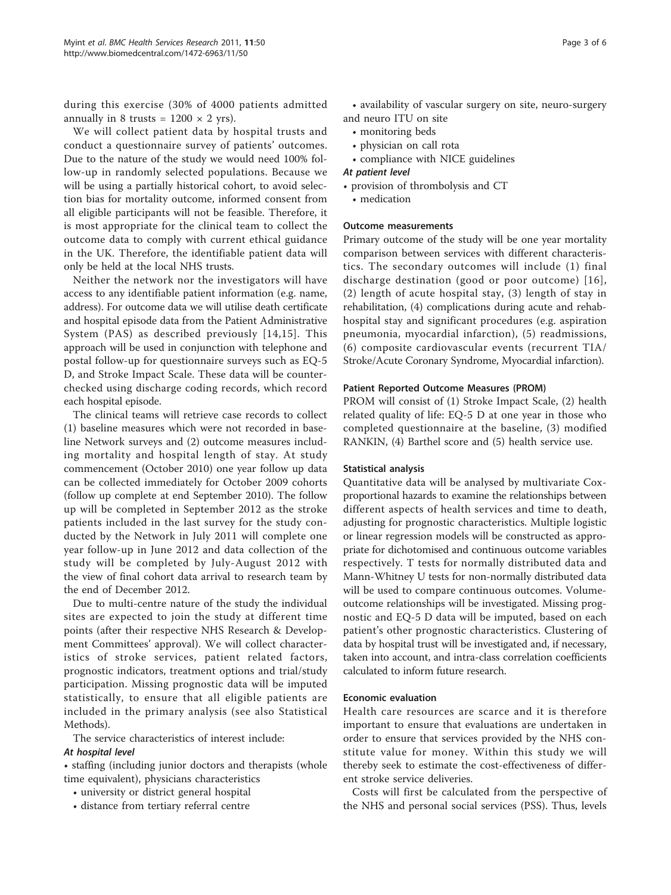during this exercise (30% of 4000 patients admitted annually in 8 trusts = 1200 × 2 yrs).

We will collect patient data by hospital trusts and conduct a questionnaire survey of patients' outcomes. Due to the nature of the study we would need 100% follow-up in randomly selected populations. Because we will be using a partially historical cohort, to avoid selection bias for mortality outcome, informed consent from all eligible participants will not be feasible. Therefore, it is most appropriate for the clinical team to collect the outcome data to comply with current ethical guidance in the UK. Therefore, the identifiable patient data will only be held at the local NHS trusts.

Neither the network nor the investigators will have access to any identifiable patient information (e.g. name, address). For outcome data we will utilise death certificate and hospital episode data from the Patient Administrative System (PAS) as described previously [14,15]. This approach will be used in conjunction with telephone and postal follow-up for questionnaire surveys such as EQ-5 D, and Stroke Impact Scale. These data will be counterchecked using discharge coding records, which record each hospital episode.

The clinical teams will retrieve case records to collect (1) baseline measures which were not recorded in baseline Network surveys and (2) outcome measures including mortality and hospital length of stay. At study commencement (October 2010) one year follow up data can be collected immediately for October 2009 cohorts (follow up complete at end September 2010). The follow up will be completed in September 2012 as the stroke patients included in the last survey for the study conducted by the Network in July 2011 will complete one year follow-up in June 2012 and data collection of the study will be completed by July-August 2012 with the view of final cohort data arrival to research team by the end of December 2012.

Due to multi-centre nature of the study the individual sites are expected to join the study at different time points (after their respective NHS Research & Development Committees' approval). We will collect characteristics of stroke services, patient related factors, prognostic indicators, treatment options and trial/study participation. Missing prognostic data will be imputed statistically, to ensure that all eligible patients are included in the primary analysis (see also Statistical Methods).

The service characteristics of interest include:

***At hospital level***

- staffing (including junior doctors and therapists (whole time equivalent), physicians characteristics
- university or district general hospital
- distance from tertiary referral centre
- availability of vascular surgery on site, neuro-surgery and neuro ITU on site
- monitoring beds
- physician on call rota
- compliance with NICE guidelines

***At patient level***

- provision of thrombolysis and CT
- medication

### Outcome measurements

Primary outcome of the study will be one year mortality comparison between services with different characteristics. The secondary outcomes will include (1) final discharge destination (good or poor outcome) [16], (2) length of acute hospital stay, (3) length of stay in rehabilitation, (4) complications during acute and rehab-hospital stay and significant procedures (e.g. aspiration pneumonia, myocardial infarction), (5) readmissions, (6) composite cardiovascular events (recurrent TIA/Stroke/Acute Coronary Syndrome, Myocardial infarction).

### Patient Reported Outcome Measures (PROM)

PROM will consist of (1) Stroke Impact Scale, (2) health related quality of life: EQ-5 D at one year in those who completed questionnaire at the baseline, (3) modified RANKIN, (4) Barthel score and (5) health service use.

### Statistical analysis

Quantitative data will be analysed by multivariate Cox-proportional hazards to examine the relationships between different aspects of health services and time to death, adjusting for prognostic characteristics. Multiple logistic or linear regression models will be constructed as appropriate for dichotomised and continuous outcome variables respectively. T tests for normally distributed data and Mann-Whitney U tests for non-normally distributed data will be used to compare continuous outcomes. Volume-outcome relationships will be investigated. Missing prognostic and EQ-5 D data will be imputed, based on each patient's other prognostic characteristics. Clustering of data by hospital trust will be investigated and, if necessary, taken into account, and intra-class correlation coefficients calculated to inform future research.

### Economic evaluation

Health care resources are scarce and it is therefore important to ensure that evaluations are undertaken in order to ensure that services provided by the NHS constitute value for money. Within this study we will thereby seek to estimate the cost-effectiveness of different stroke service deliveries.

Costs will first be calculated from the perspective of the NHS and personal social services (PSS). Thus, levels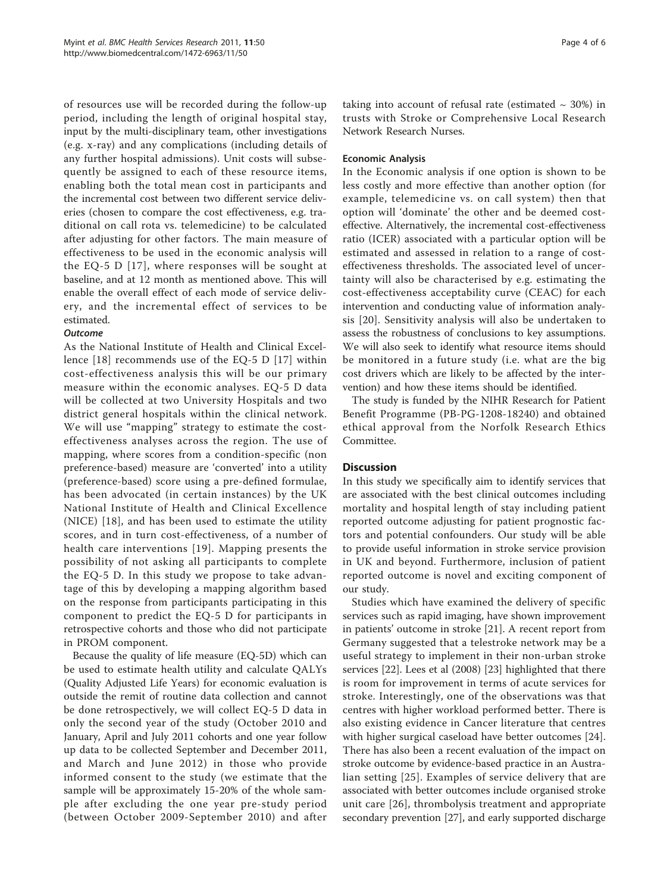of resources use will be recorded during the follow-up period, including the length of original hospital stay, input by the multi-disciplinary team, other investigations (e.g. x-ray) and any complications (including details of any further hospital admissions). Unit costs will subsequently be assigned to each of these resource items, enabling both the total mean cost in participants and the incremental cost between two different service deliveries (chosen to compare the cost effectiveness, e.g. traditional on call rota vs. telemedicine) to be calculated after adjusting for other factors. The main measure of effectiveness to be used in the economic analysis will the EQ-5 D [17], where responses will be sought at baseline, and at 12 month as mentioned above. This will enable the overall effect of each mode of service delivery, and the incremental effect of services to be estimated.

#### *Outcome*

As the National Institute of Health and Clinical Excellence [18] recommends use of the EQ-5 D [17] within cost-effectiveness analysis this will be our primary measure within the economic analyses. EQ-5 D data will be collected at two University Hospitals and two district general hospitals within the clinical network. We will use "mapping" strategy to estimate the cost-effectiveness analyses across the region. The use of mapping, where scores from a condition-specific (non preference-based) measure are 'converted' into a utility (preference-based) score using a pre-defined formulae, has been advocated (in certain instances) by the UK National Institute of Health and Clinical Excellence (NICE) [18], and has been used to estimate the utility scores, and in turn cost-effectiveness, of a number of health care interventions [19]. Mapping presents the possibility of not asking all participants to complete the EQ-5 D. In this study we propose to take advantage of this by developing a mapping algorithm based on the response from participants participating in this component to predict the EQ-5 D for participants in retrospective cohorts and those who did not participate in PROM component.

Because the quality of life measure (EQ-5D) which can be used to estimate health utility and calculate QALYs (Quality Adjusted Life Years) for economic evaluation is outside the remit of routine data collection and cannot be done retrospectively, we will collect EQ-5 D data in only the second year of the study (October 2010 and January, April and July 2011 cohorts and one year follow up data to be collected September and December 2011, and March and June 2012) in those who provide informed consent to the study (we estimate that the sample will be approximately 15-20% of the whole sample after excluding the one year pre-study period (between October 2009-September 2010) and after taking into account of refusal rate (estimated ~ 30%) in trusts with Stroke or Comprehensive Local Research Network Research Nurses.

### Economic Analysis

In the Economic analysis if one option is shown to be less costly and more effective than another option (for example, telemedicine vs. on call system) then that option will 'dominate' the other and be deemed cost-effective. Alternatively, the incremental cost-effectiveness ratio (ICER) associated with a particular option will be estimated and assessed in relation to a range of cost-effectiveness thresholds. The associated level of uncertainty will also be characterised by e.g. estimating the cost-effectiveness acceptability curve (CEAC) for each intervention and conducting value of information analysis [20]. Sensitivity analysis will also be undertaken to assess the robustness of conclusions to key assumptions. We will also seek to identify what resource items should be monitored in a future study (i.e. what are the big cost drivers which are likely to be affected by the intervention) and how these items should be identified.

The study is funded by the NIHR Research for Patient Benefit Programme (PB-PG-1208-18240) and obtained ethical approval from the Norfolk Research Ethics Committee.

## Discussion

In this study we specifically aim to identify services that are associated with the best clinical outcomes including mortality and hospital length of stay including patient reported outcome adjusting for patient prognostic factors and potential confounders. Our study will be able to provide useful information in stroke service provision in UK and beyond. Furthermore, inclusion of patient reported outcome is novel and exciting component of our study.

Studies which have examined the delivery of specific services such as rapid imaging, have shown improvement in patients' outcome in stroke [21]. A recent report from Germany suggested that a telestroke network may be a useful strategy to implement in their non-urban stroke services [22]. Lees et al (2008) [23] highlighted that there is room for improvement in terms of acute services for stroke. Interestingly, one of the observations was that centres with higher workload performed better. There is also existing evidence in Cancer literature that centres with higher surgical caseload have better outcomes [24]. There has also been a recent evaluation of the impact on stroke outcome by evidence-based practice in an Australian setting [25]. Examples of service delivery that are associated with better outcomes include organised stroke unit care [26], thrombolysis treatment and appropriate secondary prevention [27], and early supported discharge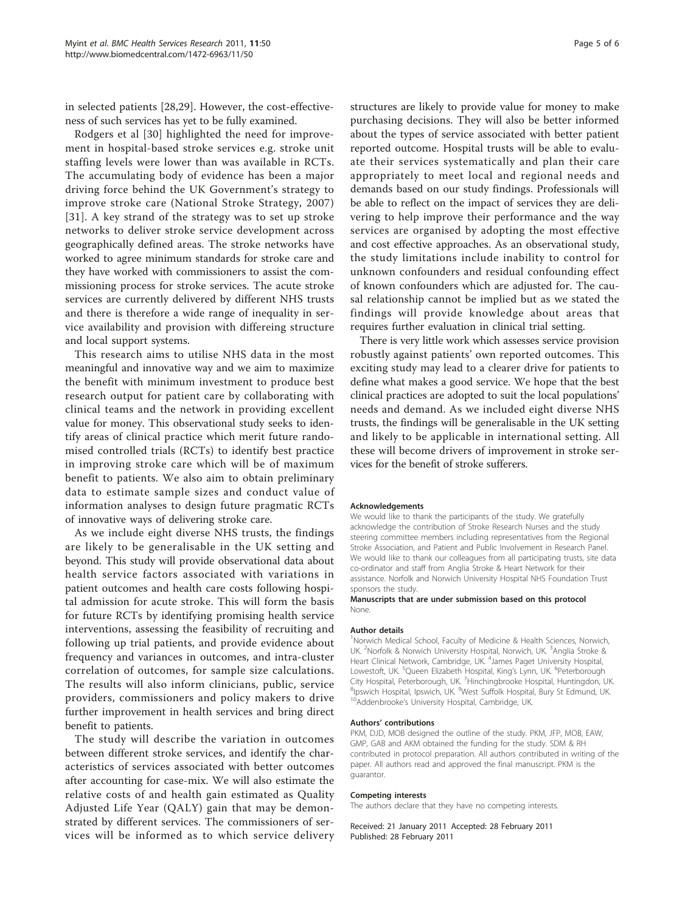in selected patients [28,29]. However, the cost-effectiveness of such services has yet to be fully examined.

Rodgers et al [30] highlighted the need for improvement in hospital-based stroke services e.g. stroke unit staffing levels were lower than was available in RCTs. The accumulating body of evidence has been a major driving force behind the UK Government's strategy to improve stroke care (National Stroke Strategy, 2007) [31]. A key strand of the strategy was to set up stroke networks to deliver stroke service development across geographically defined areas. The stroke networks have worked to agree minimum standards for stroke care and they have worked with commissioners to assist the commissioning process for stroke services. The acute stroke services are currently delivered by different NHS trusts and there is therefore a wide range of inequality in service availability and provision with differeing structure and local support systems.

This research aims to utilise NHS data in the most meaningful and innovative way and we aim to maximize the benefit with minimum investment to produce best research output for patient care by collaborating with clinical teams and the network in providing excellent value for money. This observational study seeks to identify areas of clinical practice which merit future randomised controlled trials (RCTs) to identify best practice in improving stroke care which will be of maximum benefit to patients. We also aim to obtain preliminary data to estimate sample sizes and conduct value of information analyses to design future pragmatic RCTs of innovative ways of delivering stroke care.

As we include eight diverse NHS trusts, the findings are likely to be generalisable in the UK setting and beyond. This study will provide observational data about health service factors associated with variations in patient outcomes and health care costs following hospital admission for acute stroke. This will form the basis for future RCTs by identifying promising health service interventions, assessing the feasibility of recruiting and following up trial patients, and provide evidence about frequency and variances in outcomes, and intra-cluster correlation of outcomes, for sample size calculations. The results will also inform clinicians, public, service providers, commissioners and policy makers to drive further improvement in health services and bring direct benefit to patients.

The study will describe the variation in outcomes between different stroke services, and identify the characteristics of services associated with better outcomes after accounting for case-mix. We will also estimate the relative costs of and health gain estimated as Quality Adjusted Life Year (QALY) gain that may be demonstrated by different services. The commissioners of services will be informed as to which service delivery structures are likely to provide value for money to make purchasing decisions. They will also be better informed about the types of service associated with better patient reported outcome. Hospital trusts will be able to evaluate their services systematically and plan their care appropriately to meet local and regional needs and demands based on our study findings. Professionals will be able to reflect on the impact of services they are delivering to help improve their performance and the way services are organised by adopting the most effective and cost effective approaches. As an observational study, the study limitations include inability to control for unknown confounders and residual confounding effect of known confounders which are adjusted for. The causal relationship cannot be implied but as we stated the findings will provide knowledge about areas that requires further evaluation in clinical trial setting.

There is very little work which assesses service provision robustly against patients' own reported outcomes. This exciting study may lead to a clearer drive for patients to define what makes a good service. We hope that the best clinical practices are adopted to suit the local populations' needs and demand. As we included eight diverse NHS trusts, the findings will be generalisable in the UK setting and likely to be applicable in international setting. All these will become drivers of improvement in stroke services for the benefit of stroke sufferers.

#### Acknowledgements

We would like to thank the participants of the study. We gratefully acknowledge the contribution of Stroke Research Nurses and the study steering committee members including representatives from the Regional Stroke Association, and Patient and Public Involvement in Research Panel. We would like to thank our colleagues from all participating trusts, site data co-ordinator and staff from Anglia Stroke & Heart Network for their assistance. Norfolk and Norwich University Hospital NHS Foundation Trust sponsors the study.

#### Manuscripts that are under submission based on this protocol

None.

#### Author details

[1]Norwich Medical School, Faculty of Medicine & Health Sciences, Norwich, UK. [2]Norfolk & Norwich University Hospital, Norwich, UK. [3]Anglia Stroke & Heart Clinical Network, Cambridge, UK. [4]James Paget University Hospital, Lowestoft, UK. [5]Queen Elizabeth Hospital, King's Lynn, UK. [6]Peterborough City Hospital, Peterborough, UK. [7]Hinchingbrooke Hospital, Huntingdon, UK. [8]Ipswich Hospital, Ipswich, UK. [9]West Suffolk Hospital, Bury St Edmund, UK. [10]Addenbrooke's University Hospital, Cambridge, UK.

#### Authors' contributions

PKM, DJD, MOB designed the outline of the study. PKM, JFP, MOB, EAW, GMP, GAB and AKM obtained the funding for the study. SDM & RH contributed in protocol preparation. All authors contributed in writing of the paper. All authors read and approved the final manuscript. PKM is the guarantor.

#### Competing interests

The authors declare that they have no competing interests.

Received: 21 January 2011 Accepted: 28 February 2011
Published: 28 February 2011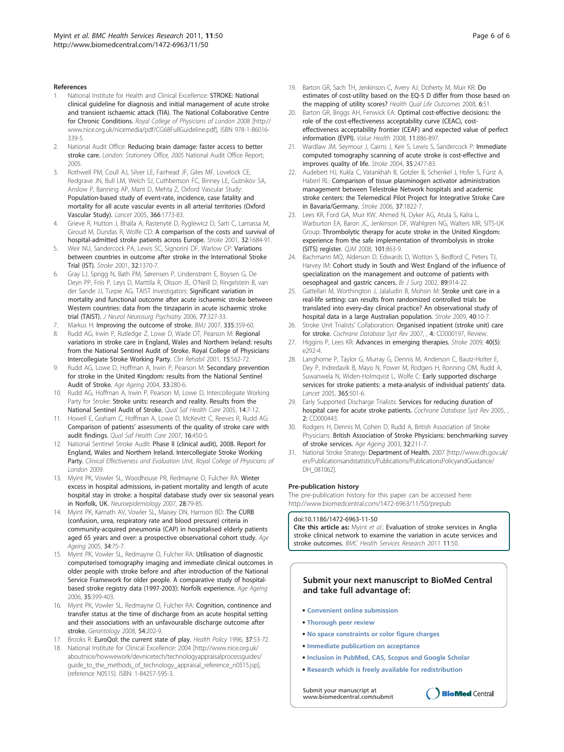## References

1. National Institute for Health and Clinical Excellence: **STROKE: National clinical guideline for diagnosis and initial management of acute stroke and transient ischaemic attack (TIA). The National Collaborative Centre for Chronic Conditions.** *Royal College of Physicians of London* 2008 [http://www.nice.org.uk/nicemedia/pdf/CG68FullGuideline.pdf], ISBN 978-1-86016-339-5.
2. National Audit Office: **Reducing brain damage: faster access to better stroke care.** *London: Stationery Office, 2005* National Audit Office Report; 2005.
3. Rothwell PM, Coull AJ, Silver LE, Fairhead JF, Giles MF, Lovelock CE, Redgrave JN, Bull LM, Welch SJ, Cuthbertson FC, Binney LE, Gutnikov SA, Anslow P, Banning AP, Mant D, Mehta Z, Oxford Vascular Study: **Population-based study of event-rate, incidence, case fatality and mortality for all acute vascular events in all arterial territories (Oxford Vascular Study).** *Lancet* 2005, **366**:1773-83.
4. Grieve R, Hutton J, Bhalla A, Rastenytë D, Ryglewicz D, Sarti C, Lamassa M, Giroud M, Dundas R, Wolfe CD: **A comparison of the costs and survival of hospital-admitted stroke patients across Europe.** *Stroke* 2001, **32**:1684-91.
5. Weir NU, Sandercock PA, Lewis SC, Signorini DF, Warlow CP: **Variations between countries in outcome after stroke in the International Stroke Trial (IST).** *Stroke* 2001, **32**:1370-7.
6. Gray LJ, Sprigg N, Bath PM, Sørensen P, Lindenstrøm E, Boysen G, De Deyn PP, Friis P, Leys D, Marttila R, Olsson JE, O'Neill D, Ringelstein B, van der Sande JJ, Turpie AG, TAIST Investigators: **Significant variation in mortality and functional outcome after acute ischaemic stroke between Western countries: data from the tinzaparin in acute ischaemic stroke trial (TAIST).** *J Neurol Neurosurg Psychiatry* 2006, **77**:327-33.
7. Markus H: **Improving the outcome of stroke.** *BMJ* 2007, **335**:359-60.
8. Rudd AG, Irwin P, Rutledge Z, Lowe D, Wade DT, Pearson M: **Regional variations in stroke care in England, Wales and Northern Ireland: results from the National Sentinel Audit of Stroke. Royal College of Physicians Intercollegiate Stroke Working Party.** *Clin Rehabil* 2001, **15**:562-72.
9. Rudd AG, Lowe D, Hoffman A, Irwin P, Pearson M: **Secondary prevention for stroke in the United Kingdom: results from the National Sentinel Audit of Stroke.** *Age Ageing* 2004, **33**:280-6.
10. Rudd AG, Hoffman A, Irwin P, Pearson M, Lowe D, Intercollegiate Working Party for Stroke: **Stroke units: research and reality. Results from the National Sentinel Audit of Stroke.** *Qual Saf Health Care* 2005, **14**:7-12.
11. Howell E, Graham C, Hoffman A, Lowe D, McKevitt C, Reeves R, Rudd AG: **Comparison of patients' assessments of the quality of stroke care with audit findings.** *Qual Saf Health Care* 2007, **16**:450-5.
12. National Sentinel Stroke Audit: **Phase II (clinical audit), 2008. Report for England, Wales and Northern Ireland. Intercollegiate Stroke Working Party.** *Clinical Effectiveness and Evaluation Unit, Royal College of Physicians of London* 2009.
13. Myint PK, Vowler SL, Woodhouse PR, Redmayne O, Fulcher RA: **Winter excess in hospital admissions, in-patient mortality and length of acute hospital stay in stroke: a hospital database study over six seasonal years in Norfolk, UK.** *Neuroepidemiology* 2007, **28**:79-85.
14. Myint PK, Kamath AV, Vowler SL, Maisey DN, Harrison BD: **The CURB (confusion, urea, respiratory rate and blood pressure) criteria in community-acquired pneumonia (CAP) in hospitalised elderly patients aged 65 years and over: a prospective observational cohort study.** *Age Ageing* 2005, **34**:75-7.
15. Myint PK, Vowler SL, Redmayne O, Fulcher RA: **Utilisation of diagnostic computerised tomography imaging and immediate clinical outcomes in older people with stroke before and after introduction of the National Service Framework for older people. A comparative study of hospital-based stroke registry data (1997-2003): Norfolk experience.** *Age Ageing* 2006, **35**:399-403.
16. Myint PK, Vowler SL, Redmayne O, Fulcher RA: **Cognition, continence and transfer status at the time of discharge from an acute hospital setting and their associations with an unfavourable discharge outcome after stroke.** *Gerontology* 2008, **54**:202-9.
17. Brooks R: **EuroQol: the current state of play.** *Health Policy* 1996, **37**:53-72.
18. National Institute for Clinical Excellence: 2004 [http://www.nice.org.uk/aboutnice/howwework/devnicetech/technologyappraisalprocessguides/guide_to_the_methods_of_technology_appraisal_reference_n0515.jsp], (reference N0515). ISBN: 1-84257-595-3.
19. Barton GR, Sach TH, Jenkinson C, Avery AJ, Doherty M, Muir KR: **Do estimates of cost-utility based on the EQ-5 D differ from those based on the mapping of utility scores?** *Health Qual Life Outcomes* 2008, **6**:51.
20. Barton GR, Briggs AH, Fenwick EA: **Optimal cost-effective decisions: the role of the cost-effectiveness acceptability curve (CEAC), cost-effectiveness acceptability frontier (CEAF) and expected value of perfect information (EVPI).** *Value Health* 2008, **11**:886-897.
21. Wardlaw JM, Seymour J, Cairns J, Keir S, Lewis S, Sandercock P: **Immediate computed tomography scanning of acute stroke is cost-effective and improves quality of life.** *Stroke* 2004, **35**:2477-83.
22. Audebert HJ, Kukla C, Vatankhah B, Gotzler B, Schenkel J, Hofer S, Fürst A, Haberl RL: **Comparison of tissue plasminogen activator administration management between Telestroke Network hospitals and academic stroke centers: the Telemedical Pilot Project for Integrative Stroke Care in Bavaria/Germany.** *Stroke* 2006, **37**:1822-7.
23. Lees KR, Ford GA, Muir KW, Ahmed N, Dyker AG, Atula S, Kalra L, Warburton EA, Baron JC, Jenkinson DF, Wahlgren NG, Walters MR, SITS-UK Group: **Thrombolytic therapy for acute stroke in the United Kingdom: experience from the safe implementation of thrombolysis in stroke (SITS) register.** *QJM* 2008, **101**:863-9.
24. Bachmann MO, Alderson D, Edwards D, Wotton S, Bedford C, Peters TJ, Harvey IM: **Cohort study in South and West England of the influence of specialization on the management and outcome of patients with oesophageal and gastric cancers.** *Br J Surg* 2002, **89**:914-22.
25. Gattellari M, Worthington J, Jalaludin B, Mohsin M: **Stroke unit care in a real-life setting: can results from randomized controlled trials be translated into every-day clinical practice? An observational study of hospital data in a large Australian population.** *Stroke* 2009, **40**:10-7.
26. Stroke Unit Trialists' Collaboration: **Organised inpatient (stroke unit) care for stroke.** *Cochrane Database Syst Rev* 2007, , **4**: CD000197, Review.
27. Higgins P, Lees KR: **Advances in emerging therapies.** *Stroke* 2009, **40(5)**: e292-4.
28. Langhorne P, Taylor G, Murray G, Dennis M, Anderson C, Bautz-Holter E, Dey P, Indredavik B, Mayo N, Power M, Rodgers H, Ronning OM, Rudd A, Suwanwela N, Widen-Holmqvist L, Wolfe C: **Early supported discharge services for stroke patients: a meta-analysis of individual patients' data.** *Lancet* 2005, **365**:501-6.
29. Early Supported Discharge Trialists: **Services for reducing duration of hospital care for acute stroke patients.** *Cochrane Database Syst Rev* 2005, , **2**: CD000443.
30. Rodgers H, Dennis M, Cohen D, Rudd A, British Association of Stroke Physicians: **British Association of Stroke Physicians: benchmarking survey of stroke services.** *Age Ageing* 2003, **32**:211-7.
31. National Stroke Strategy: **Department of Health.** 2007 [http://www.dh.gov.uk/en/Publicationsandstatistics/Publications/PublicationsPolicyandGuidance/DH_081062].

### Pre-publication history

The pre-publication history for this paper can be accessed here:
http://www.biomedcentral.com/1472-6963/11/50/prepub

doi:10.1186/1472-6963-11-50

**Cite this article as:** Myint *et al.*: Evaluation of stroke services in Anglia stroke clinical network to examine the variation in acute services and stroke outcomes. *BMC Health Services Research* 2011 **11**:50.

**Submit your next manuscript to BioMed Central and take full advantage of:**

- Convenient online submission
- Thorough peer review
- No space constraints or color figure charges
- Immediate publication on acceptance
- Inclusion in PubMed, CAS, Scopus and Google Scholar
- Research which is freely available for redistribution

Submit your manuscript at www.biomedcentral.com/submit

BioMed Central